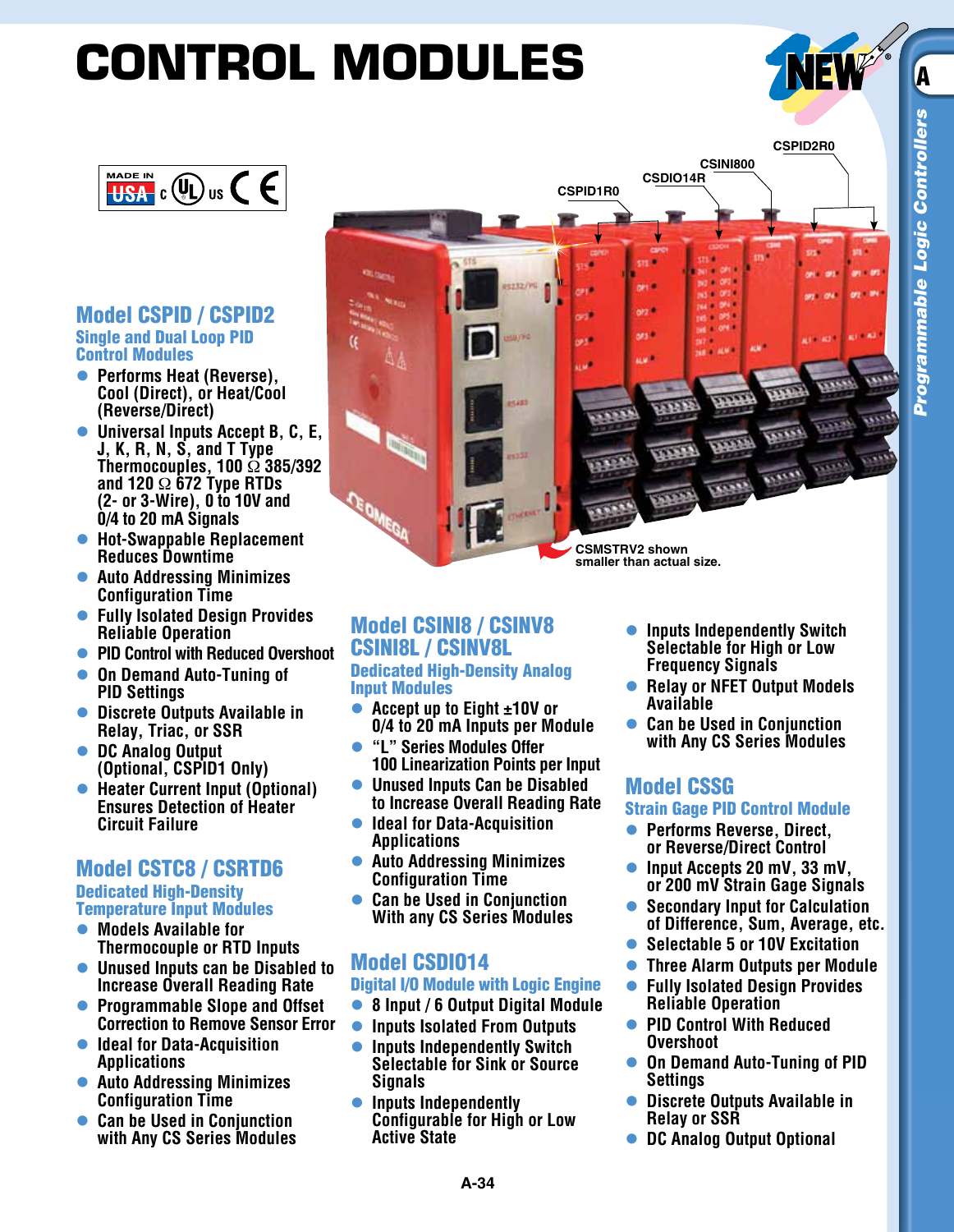# CONTROL MODULES

CSPID2R0
CSINI800
CSDIO14R
CSPID1R0

CSMSTRV2 shown smaller than actual size.

## Model CSPID / CSPID2

### Single and Dual Loop PID Control Modules

- Performs Heat (Reverse), Cool (Direct), or Heat/Cool (Reverse/Direct)
- Universal Inputs Accept B, C, E, J, K, R, N, S, and T Type Thermocouples, 100 Ω 385/392 and 120 Ω 672 Type RTDs (2- or 3-Wire), 0 to 10V and 0/4 to 20 mA Signals
- Hot-Swappable Replacement Reduces Downtime
- Auto Addressing Minimizes Configuration Time
- Fully Isolated Design Provides Reliable Operation
- PID Control with Reduced Overshoot
- On Demand Auto-Tuning of PID Settings
- Discrete Outputs Available in Relay, Triac, or SSR
- DC Analog Output (Optional, CSPID1 Only)
- Heater Current Input (Optional) Ensures Detection of Heater Circuit Failure

## Model CSTC8 / CSRTD6

### Dedicated High-Density Temperature Input Modules

- Models Available for Thermocouple or RTD Inputs
- Unused Inputs can be Disabled to Increase Overall Reading Rate
- Programmable Slope and Offset Correction to Remove Sensor Error
- Ideal for Data-Acquisition Applications
- Auto Addressing Minimizes Configuration Time
- Can be Used in Conjunction with Any CS Series Modules

## Model CSINI8 / CSINV8 CSINI8L / CSINV8L

### Dedicated High-Density Analog Input Modules

- Accept up to Eight ±10V or 0/4 to 20 mA Inputs per Module
- "L" Series Modules Offer 100 Linearization Points per Input
- Unused Inputs Can be Disabled to Increase Overall Reading Rate
- Ideal for Data-Acquisition Applications
- Auto Addressing Minimizes Configuration Time
- Can be Used in Conjunction With any CS Series Modules

## Model CSDIO14

### Digital I/O Module with Logic Engine

- 8 Input / 6 Output Digital Module
- Inputs Isolated From Outputs
- Inputs Independently Switch Selectable for Sink or Source Signals
- Inputs Independently Configurable for High or Low Active State
- Inputs Independently Switch Selectable for High or Low Frequency Signals
- Relay or NFET Output Models Available
- Can be Used in Conjunction with Any CS Series Modules

## Model CSSG

### Strain Gage PID Control Module

- Performs Reverse, Direct, or Reverse/Direct Control
- Input Accepts 20 mV, 33 mV, or 200 mV Strain Gage Signals
- Secondary Input for Calculation of Difference, Sum, Average, etc.
- Selectable 5 or 10V Excitation
- Three Alarm Outputs per Module
- Fully Isolated Design Provides Reliable Operation
- PID Control With Reduced Overshoot
- On Demand Auto-Tuning of PID Settings
- Discrete Outputs Available in Relay or SSR
- DC Analog Output Optional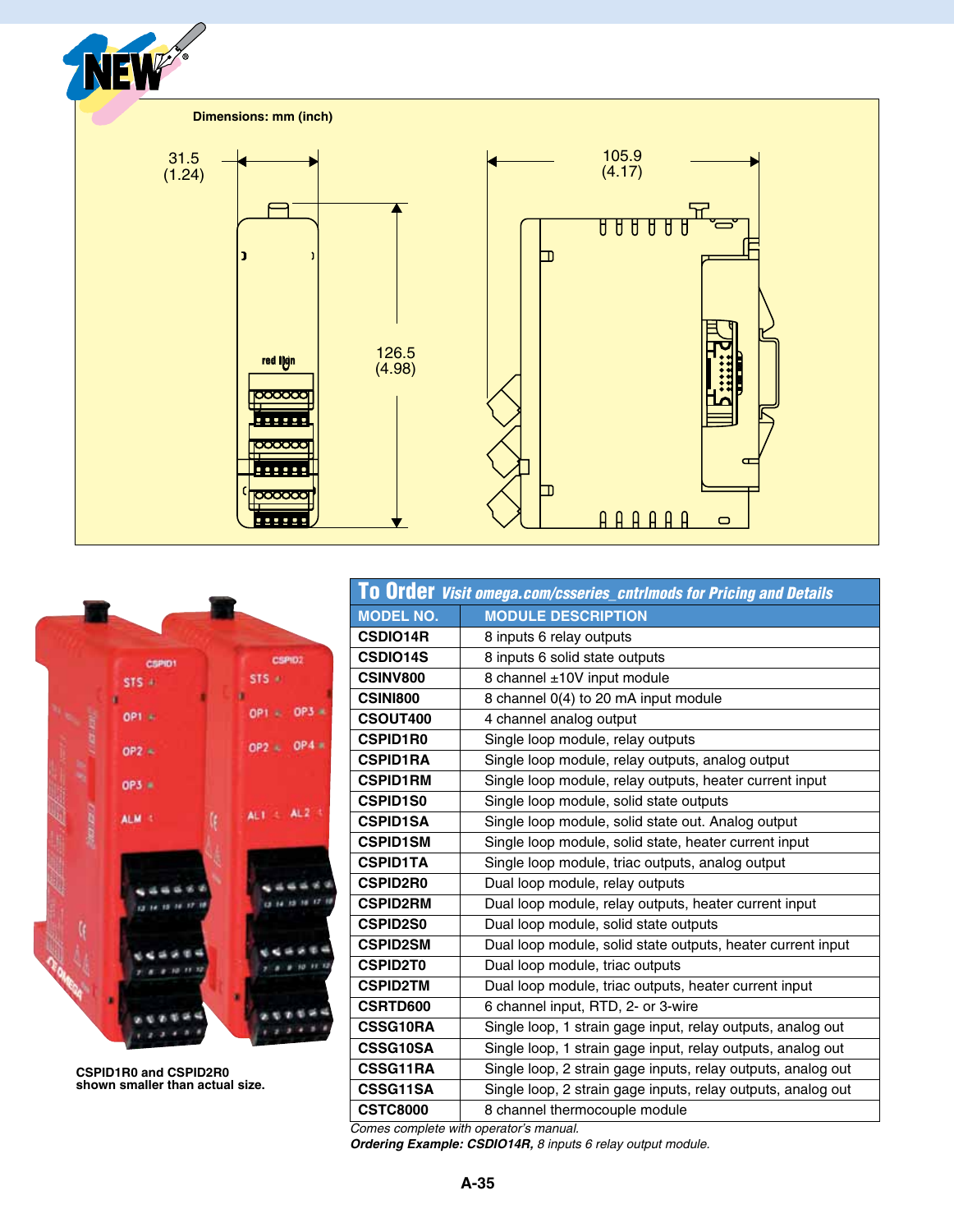Dimensions: mm (inch)

31.5
(1.24)

126.5
(4.98)

105.9
(4.17)

CSPID1R0 and CSPID2R0
shown smaller than actual size.

## To Order *Visit omega.com/csseries_cntrlmods for Pricing and Details*

| MODEL NO. | MODULE DESCRIPTION |
|---|---|
| **CSDIO14R** | 8 inputs 6 relay outputs |
| **CSDIO14S** | 8 inputs 6 solid state outputs |
| **CSINV800** | 8 channel ±10V input module |
| **CSINI800** | 8 channel 0(4) to 20 mA input module |
| **CSOUT400** | 4 channel analog output |
| **CSPID1R0** | Single loop module, relay outputs |
| **CSPID1RA** | Single loop module, relay outputs, analog output |
| **CSPID1RM** | Single loop module, relay outputs, heater current input |
| **CSPID1S0** | Single loop module, solid state outputs |
| **CSPID1SA** | Single loop module, solid state out. Analog output |
| **CSPID1SM** | Single loop module, solid state, heater current input |
| **CSPID1TA** | Single loop module, triac outputs, analog output |
| **CSPID2R0** | Dual loop module, relay outputs |
| **CSPID2RM** | Dual loop module, relay outputs, heater current input |
| **CSPID2S0** | Dual loop module, solid state outputs |
| **CSPID2SM** | Dual loop module, solid state outputs, heater current input |
| **CSPID2T0** | Dual loop module, triac outputs |
| **CSPID2TM** | Dual loop module, triac outputs, heater current input |
| **CSRTD600** | 6 channel input, RTD, 2- or 3-wire |
| **CSSG10RA** | Single loop, 1 strain gage input, relay outputs, analog out |
| **CSSG10SA** | Single loop, 1 strain gage input, relay outputs, analog out |
| **CSSG11RA** | Single loop, 2 strain gage inputs, relay outputs, analog out |
| **CSSG11SA** | Single loop, 2 strain gage inputs, relay outputs, analog out |
| **CSTC8000** | 8 channel thermocouple module |

*Comes complete with operator's manual.*

***Ordering Example: CSDIO14R,*** *8 inputs 6 relay output module.*